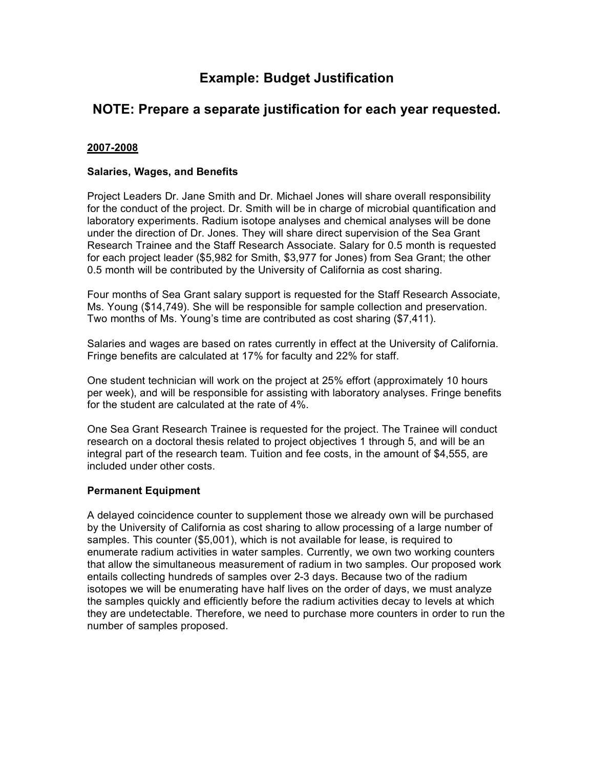# Example: Budget Justification

## NOTE: Prepare a separate justification for each year requested.

**2007-2008**

### Salaries, Wages, and Benefits

Project Leaders Dr. Jane Smith and Dr. Michael Jones will share overall responsibility for the conduct of the project. Dr. Smith will be in charge of microbial quantification and laboratory experiments. Radium isotope analyses and chemical analyses will be done under the direction of Dr. Jones. They will share direct supervision of the Sea Grant Research Trainee and the Staff Research Associate. Salary for 0.5 month is requested for each project leader ($5,982 for Smith, $3,977 for Jones) from Sea Grant; the other 0.5 month will be contributed by the University of California as cost sharing.

Four months of Sea Grant salary support is requested for the Staff Research Associate, Ms. Young ($14,749). She will be responsible for sample collection and preservation. Two months of Ms. Young's time are contributed as cost sharing ($7,411).

Salaries and wages are based on rates currently in effect at the University of California. Fringe benefits are calculated at 17% for faculty and 22% for staff.

One student technician will work on the project at 25% effort (approximately 10 hours per week), and will be responsible for assisting with laboratory analyses. Fringe benefits for the student are calculated at the rate of 4%.

One Sea Grant Research Trainee is requested for the project. The Trainee will conduct research on a doctoral thesis related to project objectives 1 through 5, and will be an integral part of the research team. Tuition and fee costs, in the amount of $4,555, are included under other costs.

### Permanent Equipment

A delayed coincidence counter to supplement those we already own will be purchased by the University of California as cost sharing to allow processing of a large number of samples. This counter ($5,001), which is not available for lease, is required to enumerate radium activities in water samples. Currently, we own two working counters that allow the simultaneous measurement of radium in two samples. Our proposed work entails collecting hundreds of samples over 2-3 days. Because two of the radium isotopes we will be enumerating have half lives on the order of days, we must analyze the samples quickly and efficiently before the radium activities decay to levels at which they are undetectable. Therefore, we need to purchase more counters in order to run the number of samples proposed.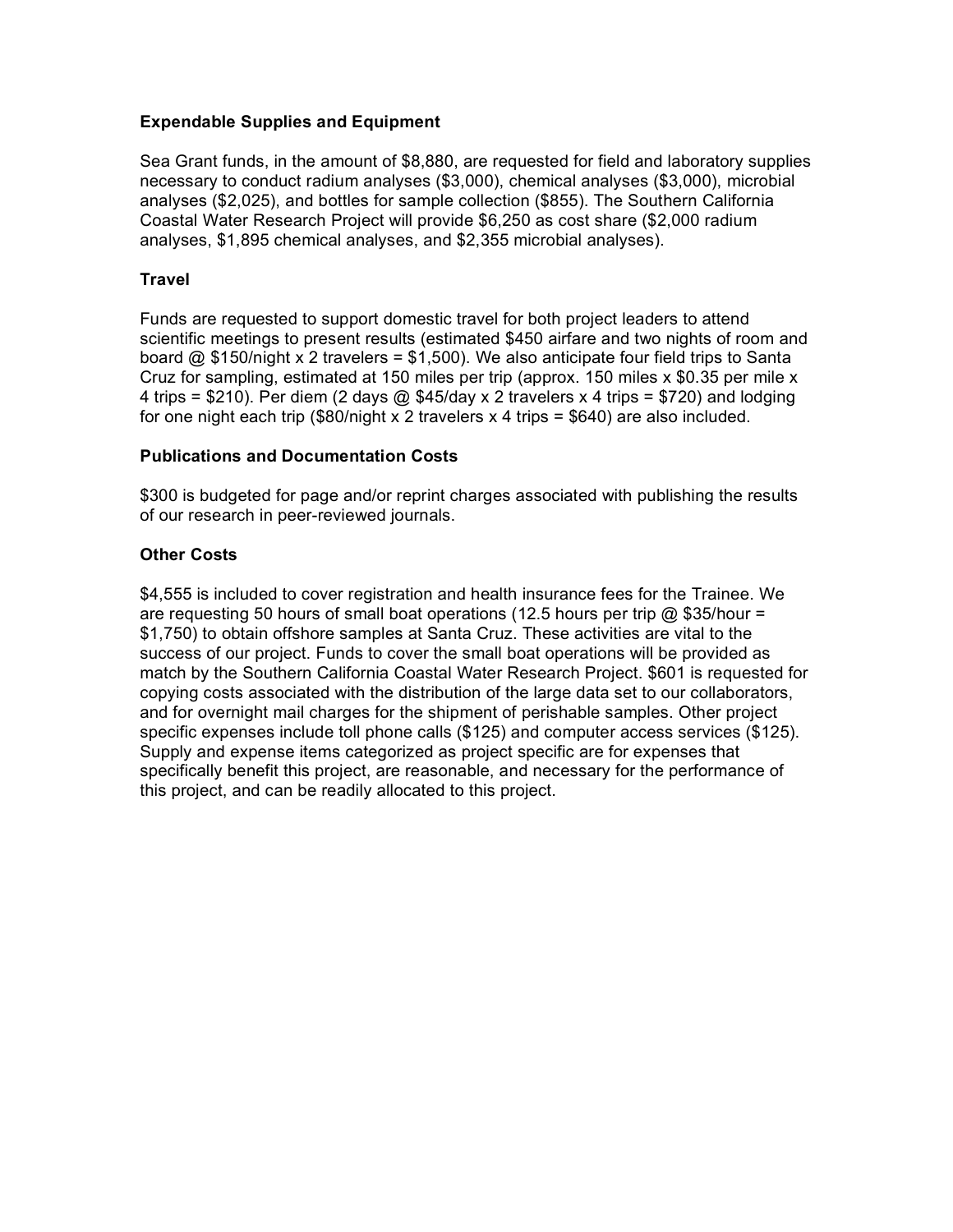## Expendable Supplies and Equipment

Sea Grant funds, in the amount of $8,880, are requested for field and laboratory supplies necessary to conduct radium analyses ($3,000), chemical analyses ($3,000), microbial analyses ($2,025), and bottles for sample collection ($855). The Southern California Coastal Water Research Project will provide $6,250 as cost share ($2,000 radium analyses, $1,895 chemical analyses, and $2,355 microbial analyses).

## Travel

Funds are requested to support domestic travel for both project leaders to attend scientific meetings to present results (estimated $450 airfare and two nights of room and board @ $150/night x 2 travelers = $1,500). We also anticipate four field trips to Santa Cruz for sampling, estimated at 150 miles per trip (approx. 150 miles x $0.35 per mile x 4 trips = $210). Per diem (2 days @ $45/day x 2 travelers x 4 trips = $720) and lodging for one night each trip ($80/night x 2 travelers x 4 trips = $640) are also included.

## Publications and Documentation Costs

$300 is budgeted for page and/or reprint charges associated with publishing the results of our research in peer-reviewed journals.

## Other Costs

$4,555 is included to cover registration and health insurance fees for the Trainee. We are requesting 50 hours of small boat operations (12.5 hours per trip @ $35/hour = $1,750) to obtain offshore samples at Santa Cruz. These activities are vital to the success of our project. Funds to cover the small boat operations will be provided as match by the Southern California Coastal Water Research Project. $601 is requested for copying costs associated with the distribution of the large data set to our collaborators, and for overnight mail charges for the shipment of perishable samples. Other project specific expenses include toll phone calls ($125) and computer access services ($125). Supply and expense items categorized as project specific are for expenses that specifically benefit this project, are reasonable, and necessary for the performance of this project, and can be readily allocated to this project.